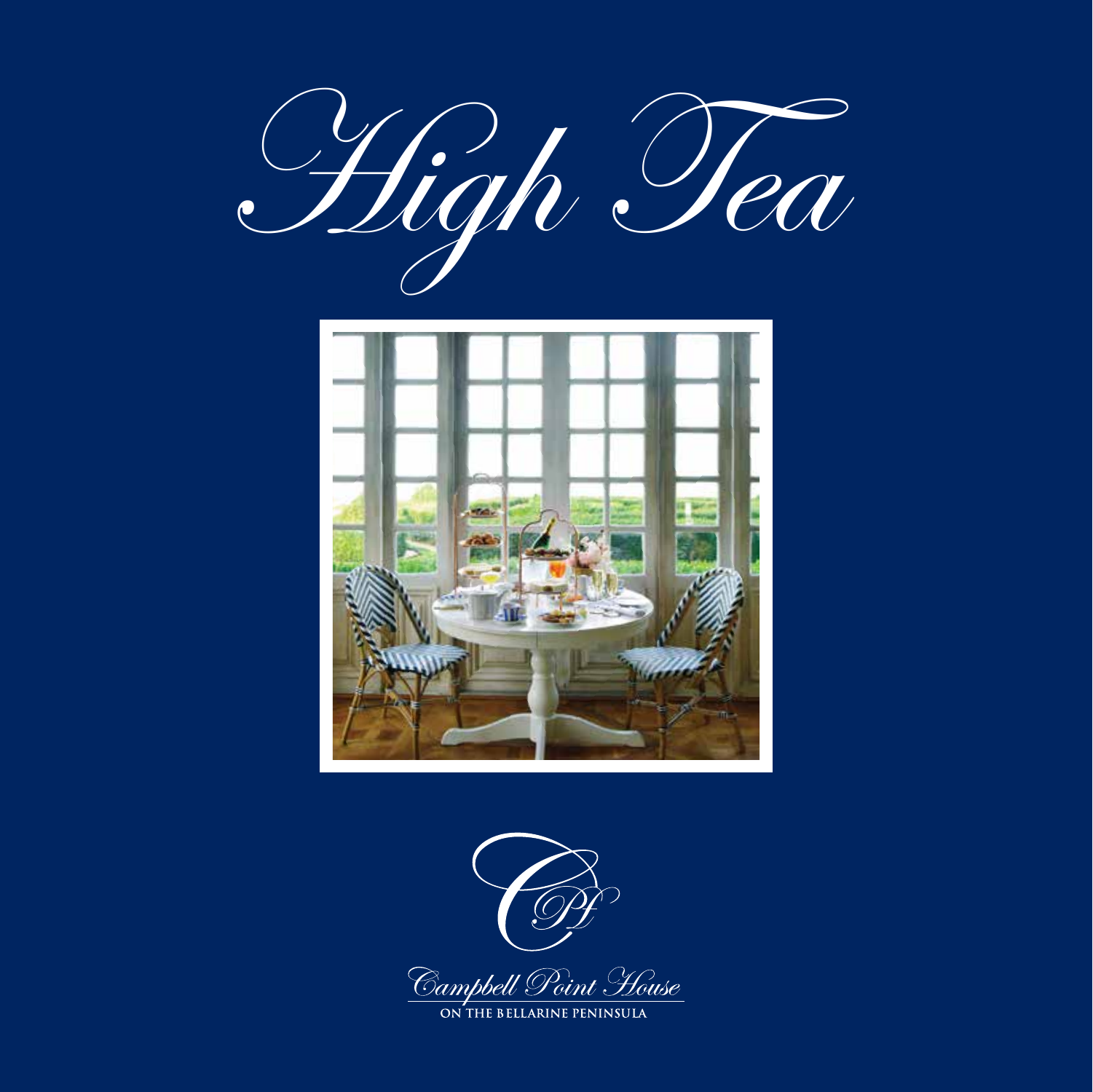# High Tea

Campbell Point House

ON THE BELLARINE PENINSULA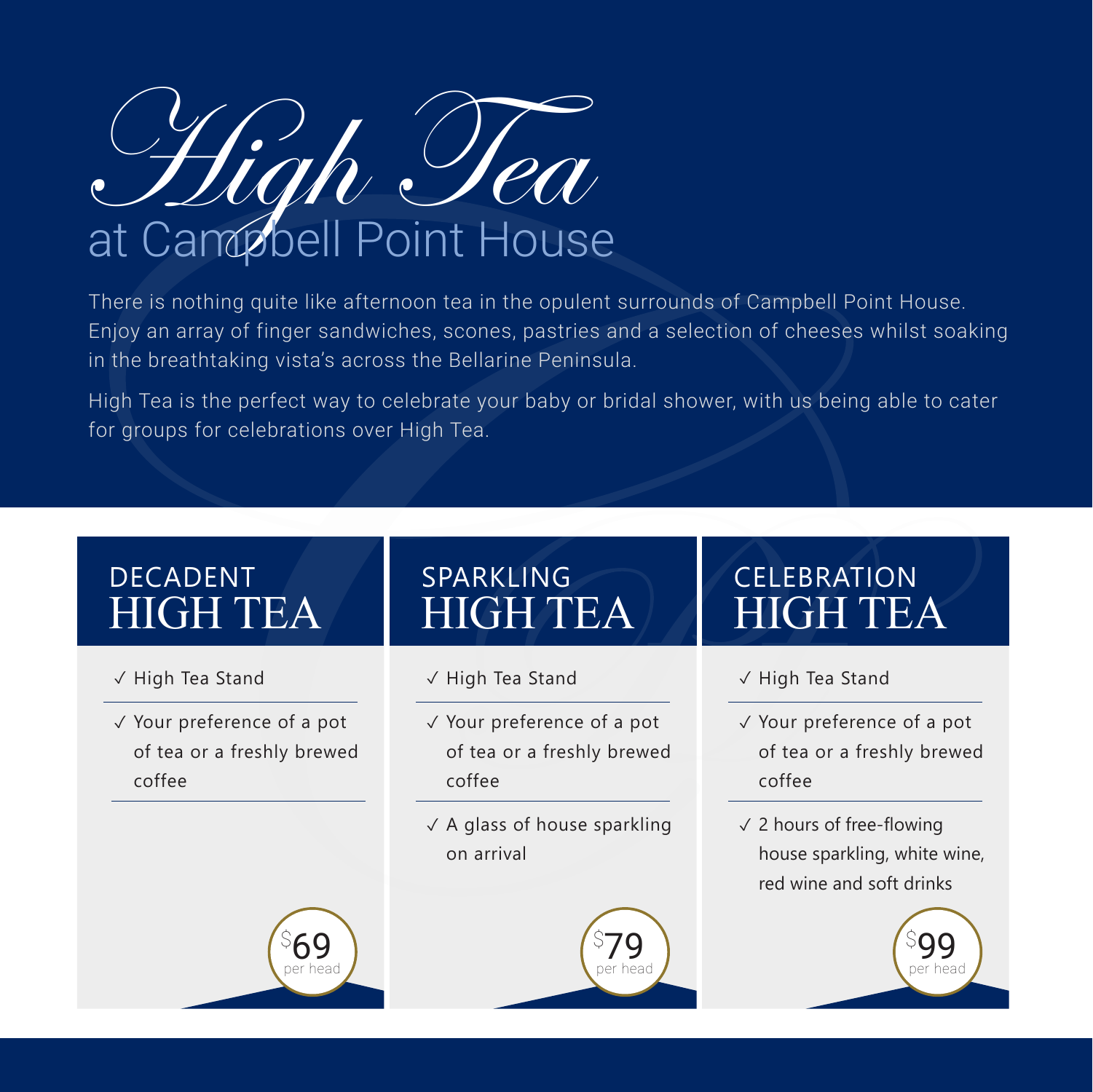# High Tea

## at Campbell Point House

There is nothing quite like afternoon tea in the opulent surrounds of Campbell Point House. Enjoy an array of finger sandwiches, scones, pastries and a selection of cheeses whilst soaking in the breathtaking vista's across the Bellarine Peninsula.

High Tea is the perfect way to celebrate your baby or bridal shower, with us being able to cater for groups for celebrations over High Tea.

### DECADENT HIGH TEA

- ✓ High Tea Stand
- ✓ Your preference of a pot of tea or a freshly brewed coffee

$69 per head

### SPARKLING HIGH TEA

- ✓ High Tea Stand
- ✓ Your preference of a pot of tea or a freshly brewed coffee
- ✓ A glass of house sparkling on arrival

$79 per head

### CELEBRATION HIGH TEA

- ✓ High Tea Stand
- ✓ Your preference of a pot of tea or a freshly brewed coffee
- ✓ 2 hours of free-flowing house sparkling, white wine, red wine and soft drinks

$99 per head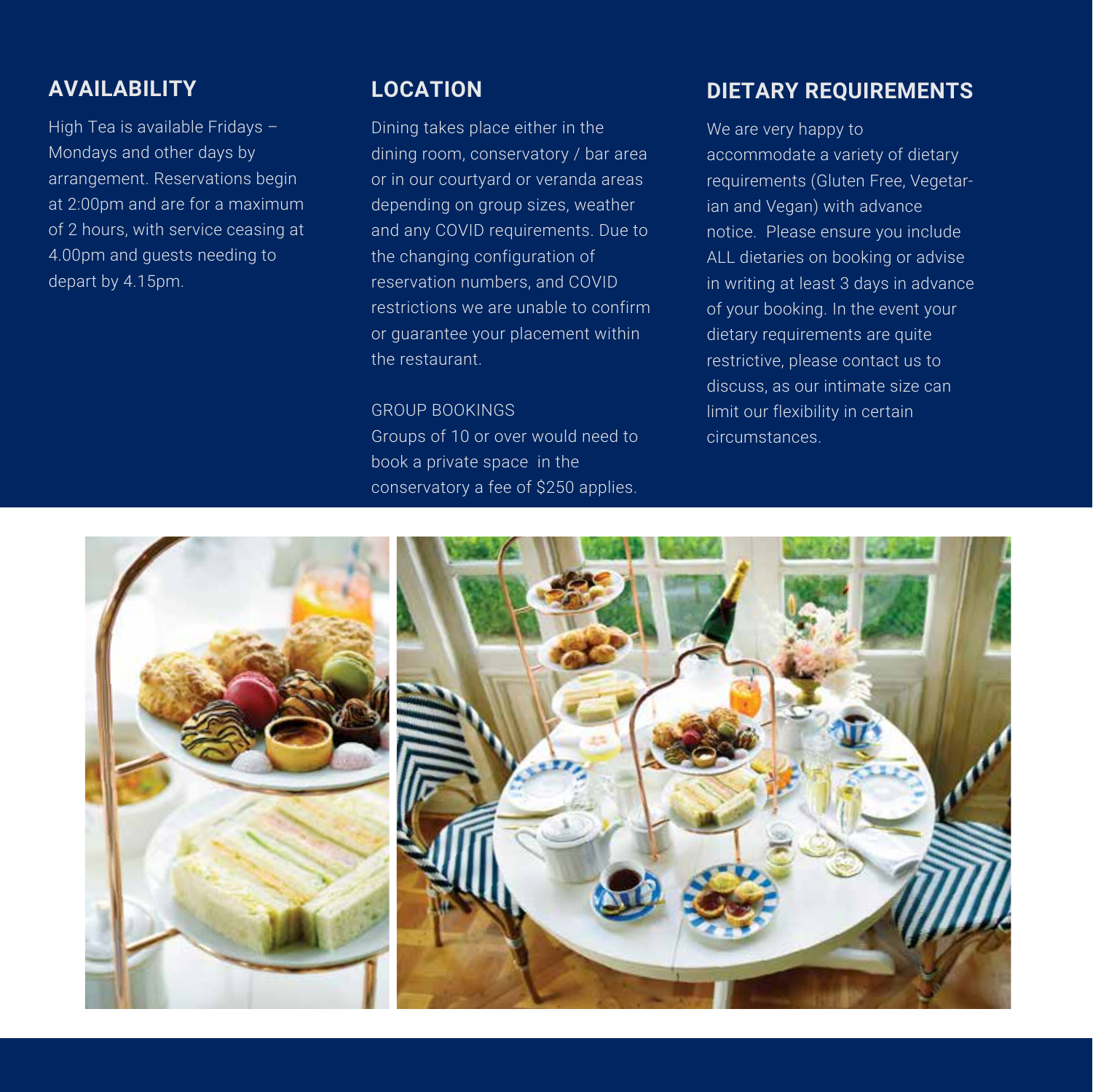## AVAILABILITY

High Tea is available Fridays – Mondays and other days by arrangement. Reservations begin at 2:00pm and are for a maximum of 2 hours, with service ceasing at 4.00pm and guests needing to depart by 4.15pm.

## LOCATION

Dining takes place either in the dining room, conservatory / bar area or in our courtyard or veranda areas depending on group sizes, weather and any COVID requirements. Due to the changing configuration of reservation numbers, and COVID restrictions we are unable to confirm or guarantee your placement within the restaurant.

GROUP BOOKINGS

Groups of 10 or over would need to book a private space in the conservatory a fee of $250 applies.

## DIETARY REQUIREMENTS

We are very happy to accommodate a variety of dietary requirements (Gluten Free, Vegetarian and Vegan) with advance notice. Please ensure you include ALL dietaries on booking or advise in writing at least 3 days in advance of your booking. In the event your dietary requirements are quite restrictive, please contact us to discuss, as our intimate size can limit our flexibility in certain circumstances.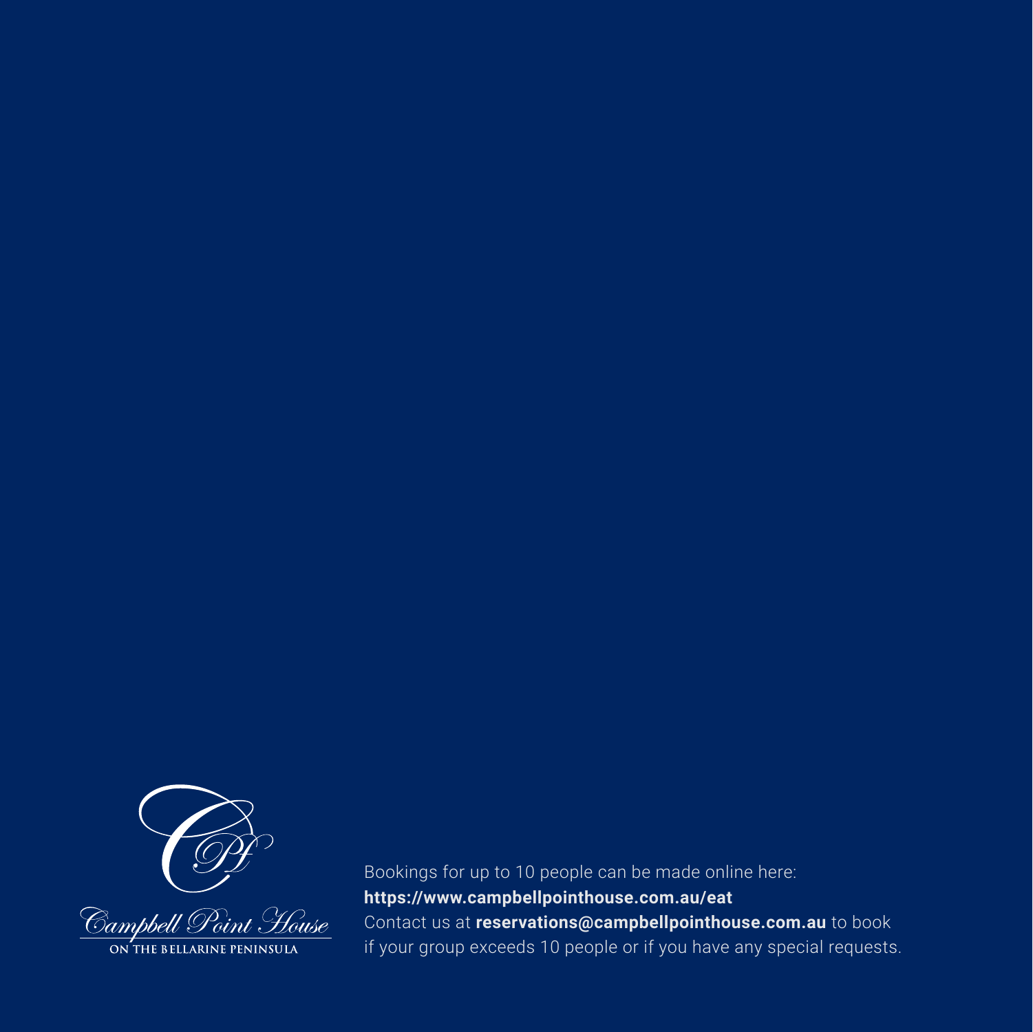Campbell Point House

ON THE BELLARINE PENINSULA

Bookings for up to 10 people can be made online here:
**https://www.campbellpointhouse.com.au/eat**
Contact us at **reservations@campbellpointhouse.com.au** to book
if your group exceeds 10 people or if you have any special requests.